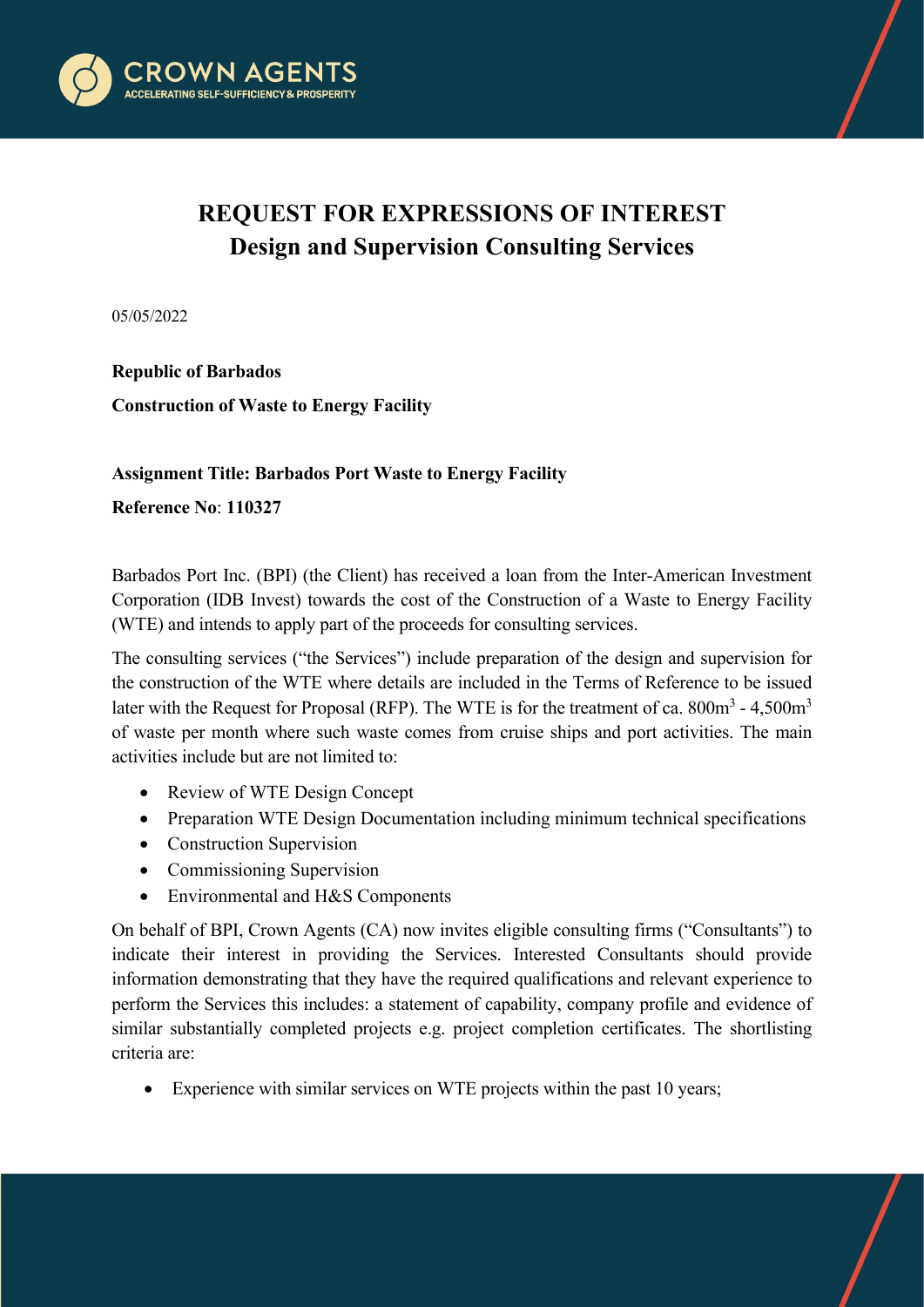# REQUEST FOR EXPRESSIONS OF INTEREST
## Design and Supervision Consulting Services

05/05/2022

**Republic of Barbados**

**Construction of Waste to Energy Facility**

**Assignment Title: Barbados Port Waste to Energy Facility**

**Reference No**: **110327**

Barbados Port Inc. (BPI) (the Client) has received a loan from the Inter-American Investment Corporation (IDB Invest) towards the cost of the Construction of a Waste to Energy Facility (WTE) and intends to apply part of the proceeds for consulting services.

The consulting services ("the Services") include preparation of the design and supervision for the construction of the WTE where details are included in the Terms of Reference to be issued later with the Request for Proposal (RFP). The WTE is for the treatment of ca. 800m$^3$ - 4,500m$^3$ of waste per month where such waste comes from cruise ships and port activities. The main activities include but are not limited to:

- Review of WTE Design Concept
- Preparation WTE Design Documentation including minimum technical specifications
- Construction Supervision
- Commissioning Supervision
- Environmental and H&S Components

On behalf of BPI, Crown Agents (CA) now invites eligible consulting firms ("Consultants") to indicate their interest in providing the Services. Interested Consultants should provide information demonstrating that they have the required qualifications and relevant experience to perform the Services this includes: a statement of capability, company profile and evidence of similar substantially completed projects e.g. project completion certificates. The shortlisting criteria are:

- Experience with similar services on WTE projects within the past 10 years;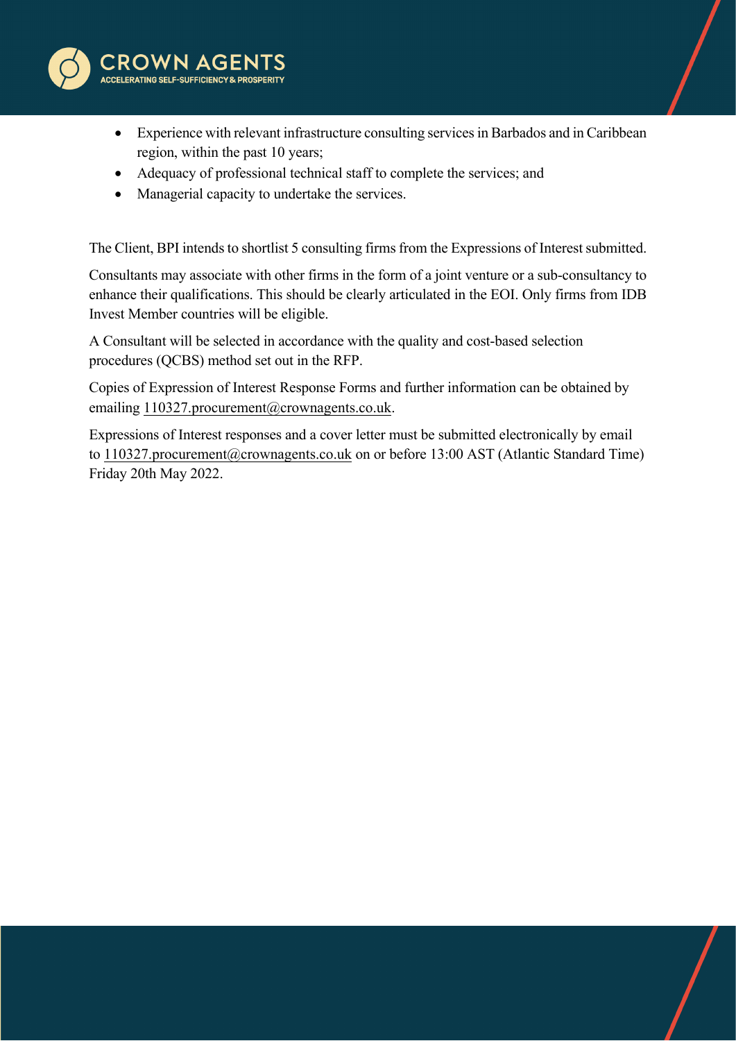- Experience with relevant infrastructure consulting services in Barbados and in Caribbean region, within the past 10 years;
- Adequacy of professional technical staff to complete the services; and
- Managerial capacity to undertake the services.

The Client, BPI intends to shortlist 5 consulting firms from the Expressions of Interest submitted.

Consultants may associate with other firms in the form of a joint venture or a sub-consultancy to enhance their qualifications. This should be clearly articulated in the EOI. Only firms from IDB Invest Member countries will be eligible.

A Consultant will be selected in accordance with the quality and cost-based selection procedures (QCBS) method set out in the RFP.

Copies of Expression of Interest Response Forms and further information can be obtained by emailing 110327.procurement@crownagents.co.uk.

Expressions of Interest responses and a cover letter must be submitted electronically by email to 110327.procurement@crownagents.co.uk on or before 13:00 AST (Atlantic Standard Time) Friday 20th May 2022.